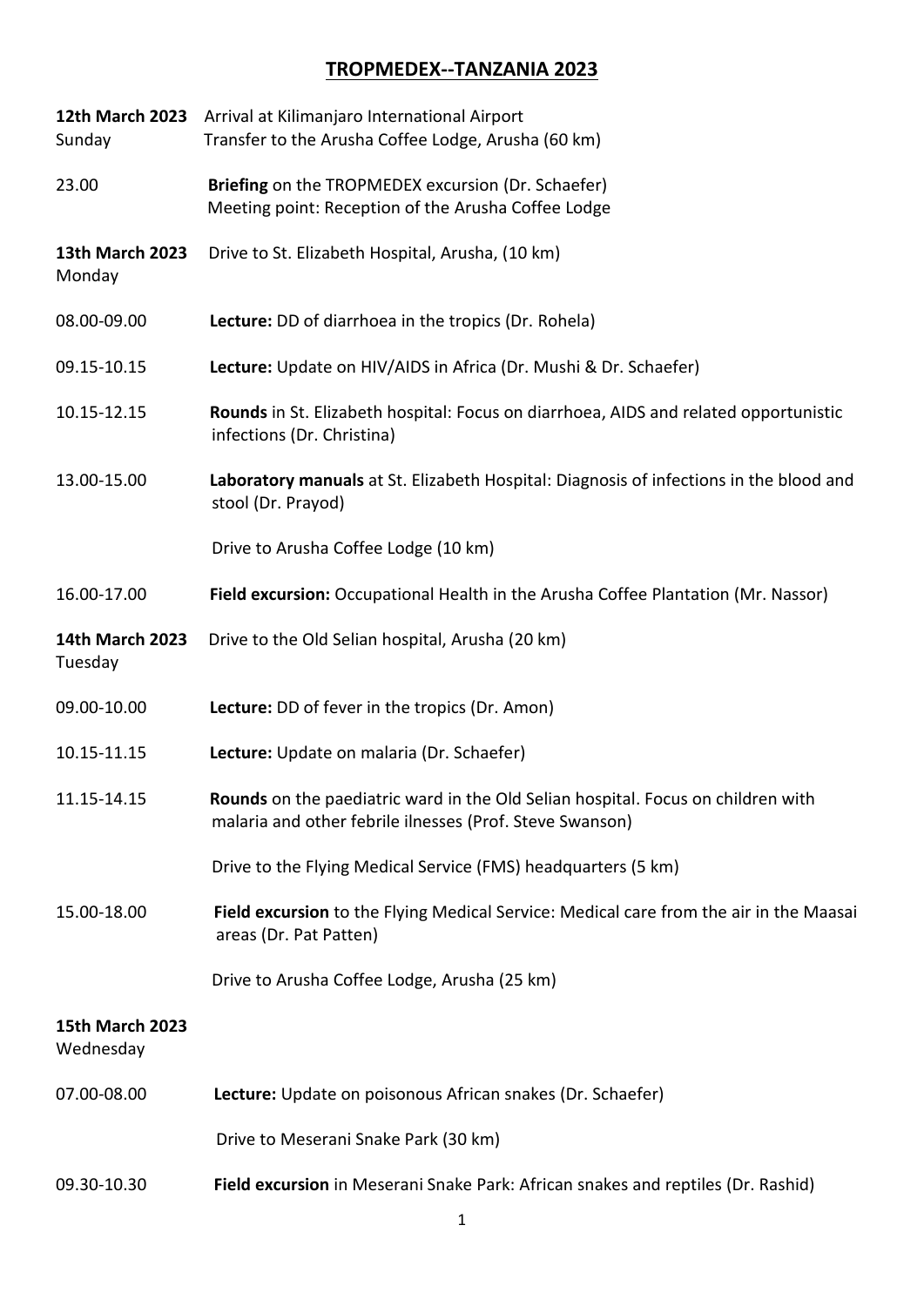# TROPMEDEX--TANZANIA 2023

**12th March 2023** Sunday
Arrival at Kilimanjaro International Airport
Transfer to the Arusha Coffee Lodge, Arusha (60 km)

23.00 — **Briefing** on the TROPMEDEX excursion (Dr. Schaefer)
Meeting point: Reception of the Arusha Coffee Lodge

**13th March 2023** Monday
Drive to St. Elizabeth Hospital, Arusha, (10 km)

08.00-09.00 — **Lecture:** DD of diarrhoea in the tropics (Dr. Rohela)

09.15-10.15 — **Lecture:** Update on HIV/AIDS in Africa (Dr. Mushi & Dr. Schaefer)

10.15-12.15 — **Rounds** in St. Elizabeth hospital: Focus on diarrhoea, AIDS and related opportunistic infections (Dr. Christina)

13.00-15.00 — **Laboratory manuals** at St. Elizabeth Hospital: Diagnosis of infections in the blood and stool (Dr. Prayod)

Drive to Arusha Coffee Lodge (10 km)

16.00-17.00 — **Field excursion:** Occupational Health in the Arusha Coffee Plantation (Mr. Nassor)

**14th March 2023** Tuesday
Drive to the Old Selian hospital, Arusha (20 km)

09.00-10.00 — **Lecture:** DD of fever in the tropics (Dr. Amon)

10.15-11.15 — **Lecture:** Update on malaria (Dr. Schaefer)

11.15-14.15 — **Rounds** on the paediatric ward in the Old Selian hospital. Focus on children with malaria and other febrile ilnesses (Prof. Steve Swanson)

Drive to the Flying Medical Service (FMS) headquarters (5 km)

15.00-18.00 — **Field excursion** to the Flying Medical Service: Medical care from the air in the Maasai areas (Dr. Pat Patten)

Drive to Arusha Coffee Lodge, Arusha (25 km)

**15th March 2023** Wednesday

07.00-08.00 — **Lecture:** Update on poisonous African snakes (Dr. Schaefer)

Drive to Meserani Snake Park (30 km)

09.30-10.30 — **Field excursion** in Meserani Snake Park: African snakes and reptiles (Dr. Rashid)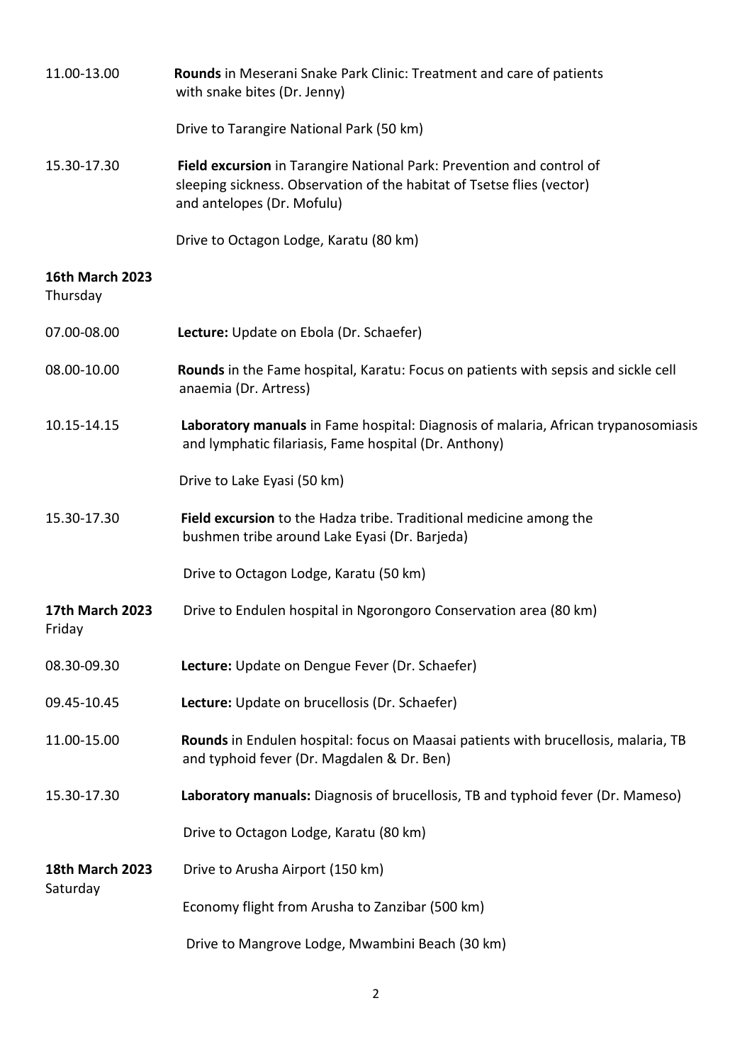11.00-13.00 **Rounds** in Meserani Snake Park Clinic: Treatment and care of patients with snake bites (Dr. Jenny)

Drive to Tarangire National Park (50 km)

15.30-17.30 **Field excursion** in Tarangire National Park: Prevention and control of sleeping sickness. Observation of the habitat of Tsetse flies (vector) and antelopes (Dr. Mofulu)

Drive to Octagon Lodge, Karatu (80 km)

**16th March 2023**
Thursday

07.00-08.00 **Lecture:** Update on Ebola (Dr. Schaefer)

08.00-10.00 **Rounds** in the Fame hospital, Karatu: Focus on patients with sepsis and sickle cell anaemia (Dr. Artress)

10.15-14.15 **Laboratory manuals** in Fame hospital: Diagnosis of malaria, African trypanosomiasis and lymphatic filariasis, Fame hospital (Dr. Anthony)

Drive to Lake Eyasi (50 km)

15.30-17.30 **Field excursion** to the Hadza tribe. Traditional medicine among the bushmen tribe around Lake Eyasi (Dr. Barjeda)

Drive to Octagon Lodge, Karatu (50 km)

**17th March 2023**
Friday

Drive to Endulen hospital in Ngorongoro Conservation area (80 km)

08.30-09.30 **Lecture:** Update on Dengue Fever (Dr. Schaefer)

09.45-10.45 **Lecture:** Update on brucellosis (Dr. Schaefer)

11.00-15.00 **Rounds** in Endulen hospital: focus on Maasai patients with brucellosis, malaria, TB and typhoid fever (Dr. Magdalen & Dr. Ben)

15.30-17.30 **Laboratory manuals:** Diagnosis of brucellosis, TB and typhoid fever (Dr. Mameso)

Drive to Octagon Lodge, Karatu (80 km)

**18th March 2023**
Saturday

Drive to Arusha Airport (150 km)

Economy flight from Arusha to Zanzibar (500 km)

Drive to Mangrove Lodge, Mwambini Beach (30 km)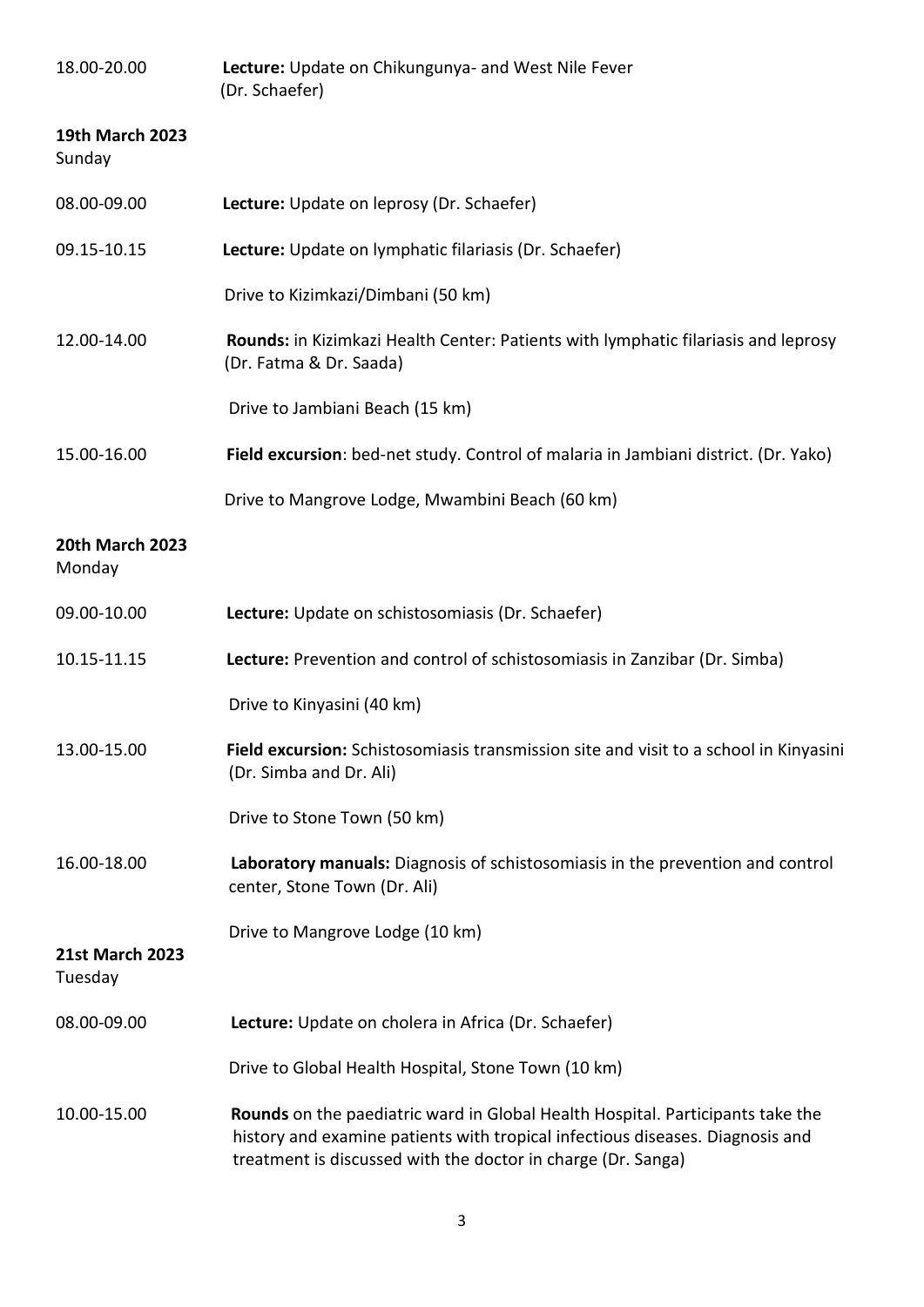18.00-20.00 **Lecture:** Update on Chikungunya- and West Nile Fever (Dr. Schaefer)

**19th March 2023**
Sunday

08.00-09.00 **Lecture:** Update on leprosy (Dr. Schaefer)

09.15-10.15 **Lecture:** Update on lymphatic filariasis (Dr. Schaefer)

Drive to Kizimkazi/Dimbani (50 km)

12.00-14.00 **Rounds:** in Kizimkazi Health Center: Patients with lymphatic filariasis and leprosy (Dr. Fatma & Dr. Saada)

Drive to Jambiani Beach (15 km)

15.00-16.00 **Field excursion**: bed-net study. Control of malaria in Jambiani district. (Dr. Yako)

Drive to Mangrove Lodge, Mwambini Beach (60 km)

**20th March 2023**
Monday

09.00-10.00 **Lecture:** Update on schistosomiasis (Dr. Schaefer)

10.15-11.15 **Lecture:** Prevention and control of schistosomiasis in Zanzibar (Dr. Simba)

Drive to Kinyasini (40 km)

13.00-15.00 **Field excursion:** Schistosomiasis transmission site and visit to a school in Kinyasini (Dr. Simba and Dr. Ali)

Drive to Stone Town (50 km)

16.00-18.00 **Laboratory manuals:** Diagnosis of schistosomiasis in the prevention and control center, Stone Town (Dr. Ali)

Drive to Mangrove Lodge (10 km)

**21st March 2023**
Tuesday

08.00-09.00 **Lecture:** Update on cholera in Africa (Dr. Schaefer)

Drive to Global Health Hospital, Stone Town (10 km)

10.00-15.00 **Rounds** on the paediatric ward in Global Health Hospital. Participants take the history and examine patients with tropical infectious diseases. Diagnosis and treatment is discussed with the doctor in charge (Dr. Sanga)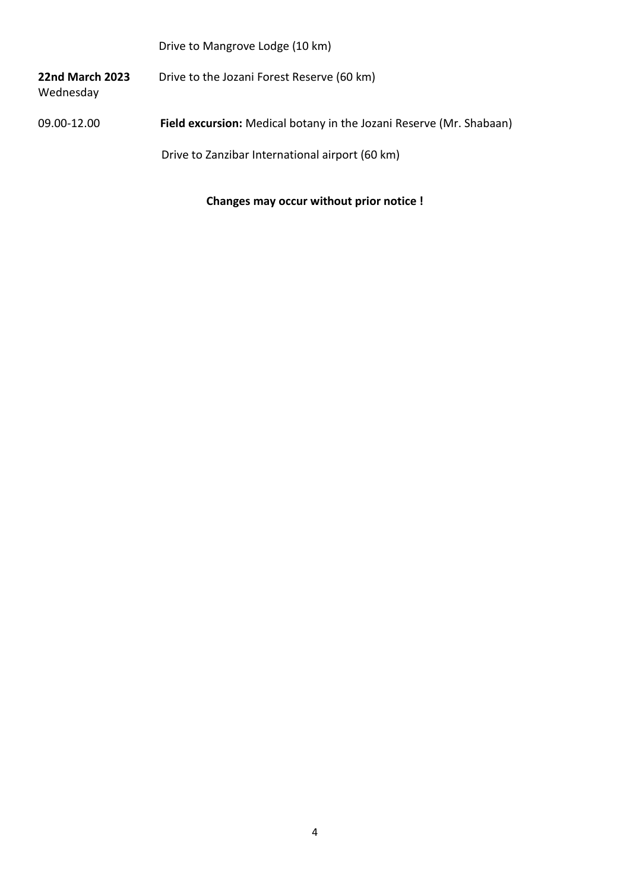| | |
|---|---|
| | Drive to Mangrove Lodge (10 km) |
| **22nd March 2023** Wednesday | Drive to the Jozani Forest Reserve (60 km) |
| 09.00-12.00 | **Field excursion:** Medical botany in the Jozani Reserve (Mr. Shabaan) |
| | Drive to Zanzibar International airport (60 km) |

**Changes may occur without prior notice !**